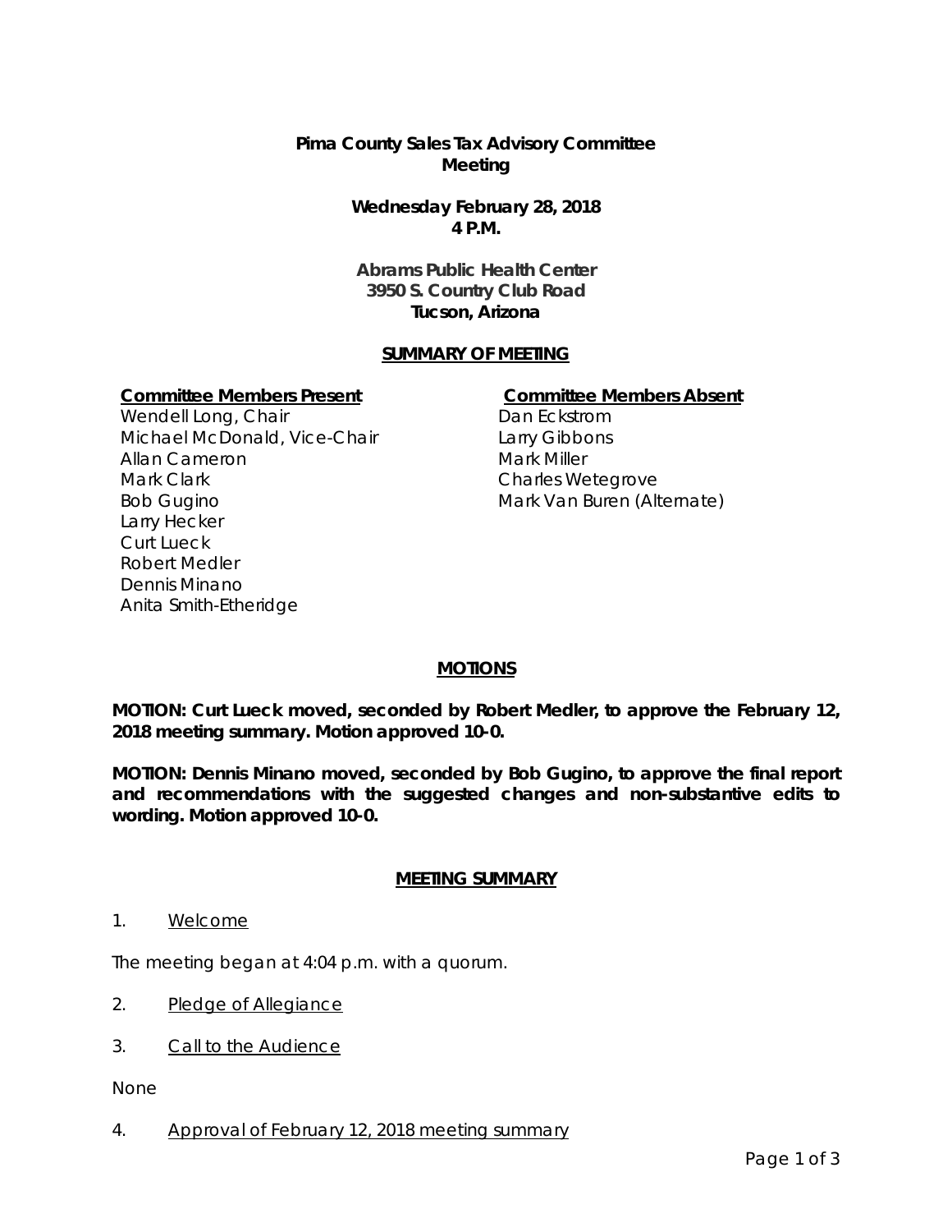**Pima County Sales Tax Advisory Committee Meeting**

**Wednesday February 28, 2018**
**4 P.M.**

**Abrams Public Health Center**
**3950 S. Country Club Road**
**Tucson, Arizona**

## SUMMARY OF MEETING

| Committee Members Present | Committee Members Absent |
| --- | --- |
| Wendell Long, Chair | Dan Eckstrom |
| Michael McDonald, Vice-Chair | Larry Gibbons |
| Allan Cameron | Mark Miller |
| Mark Clark | Charles Wetegrove |
| Bob Gugino | Mark Van Buren (Alternate) |
| Larry Hecker | |
| Curt Lueck | |
| Robert Medler | |
| Dennis Minano | |
| Anita Smith-Etheridge | |

## MOTIONS

**MOTION: Curt Lueck moved, seconded by Robert Medler, to approve the February 12, 2018 meeting summary. Motion approved 10-0.**

**MOTION: Dennis Minano moved, seconded by Bob Gugino, to approve the final report and recommendations with the suggested changes and non-substantive edits to wording. Motion approved 10-0.**

## MEETING SUMMARY

1. Welcome

The meeting began at 4:04 p.m. with a quorum.

2. Pledge of Allegiance

3. Call to the Audience

None

4. Approval of February 12, 2018 meeting summary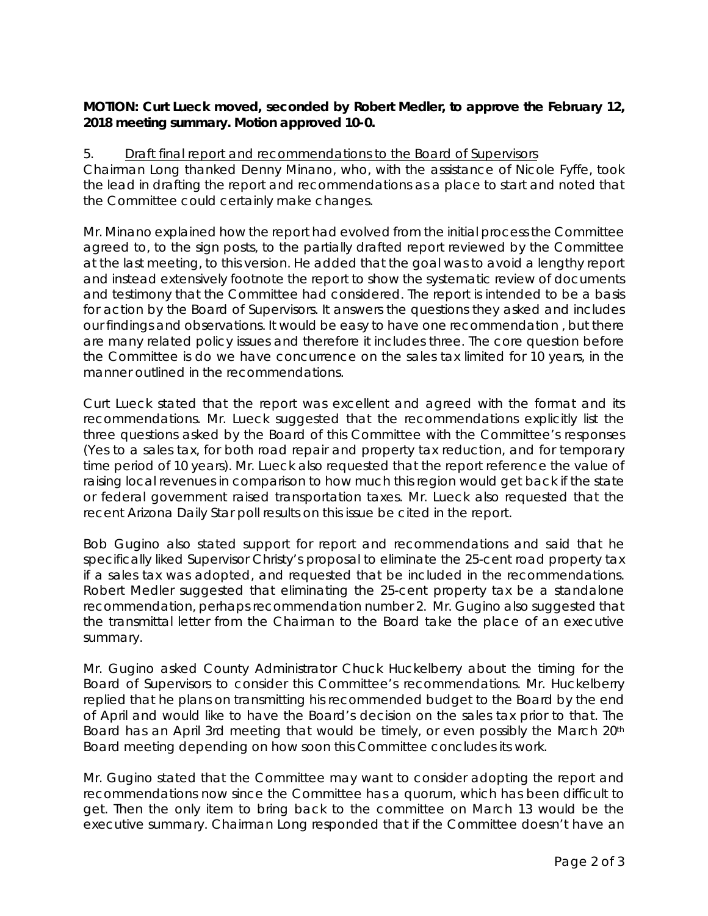**MOTION: Curt Lueck moved, seconded by Robert Medler, to approve the February 12, 2018 meeting summary. Motion approved 10-0.**

5. Draft final report and recommendations to the Board of Supervisors

Chairman Long thanked Denny Minano, who, with the assistance of Nicole Fyffe, took the lead in drafting the report and recommendations as a place to start and noted that the Committee could certainly make changes.

Mr. Minano explained how the report had evolved from the initial process the Committee agreed to, to the sign posts, to the partially drafted report reviewed by the Committee at the last meeting, to this version. He added that the goal was to avoid a lengthy report and instead extensively footnote the report to show the systematic review of documents and testimony that the Committee had considered. The report is intended to be a basis for action by the Board of Supervisors. It answers the questions they asked and includes our findings and observations. It would be easy to have one recommendation , but there are many related policy issues and therefore it includes three. The core question before the Committee is do we have concurrence on the sales tax limited for 10 years, in the manner outlined in the recommendations.

Curt Lueck stated that the report was excellent and agreed with the format and its recommendations. Mr. Lueck suggested that the recommendations explicitly list the three questions asked by the Board of this Committee with the Committee's responses (Yes to a sales tax, for both road repair and property tax reduction, and for temporary time period of 10 years). Mr. Lueck also requested that the report reference the value of raising local revenues in comparison to how much this region would get back if the state or federal government raised transportation taxes. Mr. Lueck also requested that the recent Arizona Daily Star poll results on this issue be cited in the report.

Bob Gugino also stated support for report and recommendations and said that he specifically liked Supervisor Christy's proposal to eliminate the 25-cent road property tax if a sales tax was adopted, and requested that be included in the recommendations. Robert Medler suggested that eliminating the 25-cent property tax be a standalone recommendation, perhaps recommendation number 2. Mr. Gugino also suggested that the transmittal letter from the Chairman to the Board take the place of an executive summary.

Mr. Gugino asked County Administrator Chuck Huckelberry about the timing for the Board of Supervisors to consider this Committee's recommendations. Mr. Huckelberry replied that he plans on transmitting his recommended budget to the Board by the end of April and would like to have the Board's decision on the sales tax prior to that. The Board has an April 3rd meeting that would be timely, or even possibly the March 20th Board meeting depending on how soon this Committee concludes its work.

Mr. Gugino stated that the Committee may want to consider adopting the report and recommendations now since the Committee has a quorum, which has been difficult to get. Then the only item to bring back to the committee on March 13 would be the executive summary. Chairman Long responded that if the Committee doesn't have an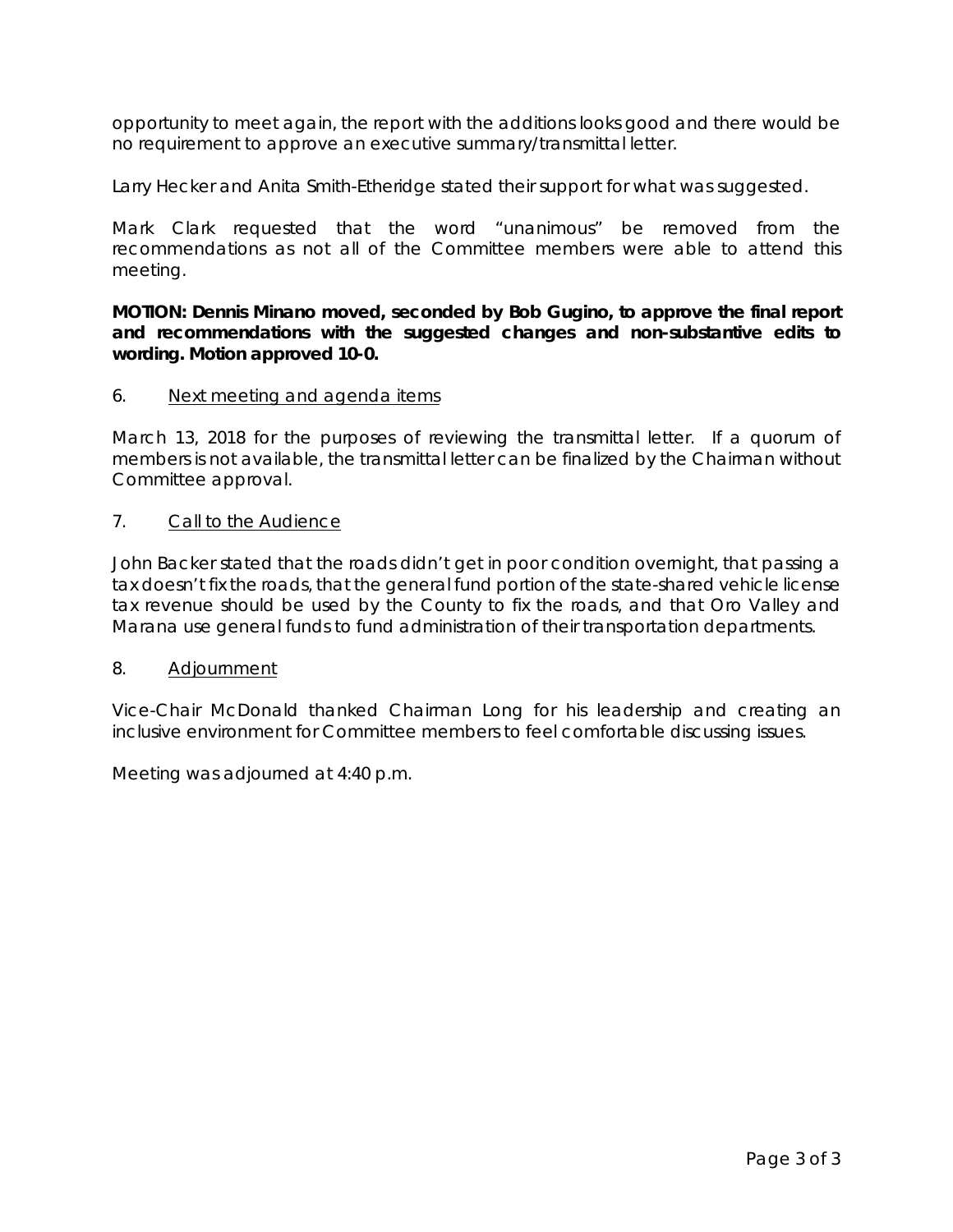opportunity to meet again, the report with the additions looks good and there would be no requirement to approve an executive summary/transmittal letter.

Larry Hecker and Anita Smith-Etheridge stated their support for what was suggested.

Mark Clark requested that the word "unanimous" be removed from the recommendations as not all of the Committee members were able to attend this meeting.

**MOTION: Dennis Minano moved, seconded by Bob Gugino, to approve the final report and recommendations with the suggested changes and non-substantive edits to wording. Motion approved 10-0.**

6. Next meeting and agenda items

March 13, 2018 for the purposes of reviewing the transmittal letter. If a quorum of members is not available, the transmittal letter can be finalized by the Chairman without Committee approval.

7. Call to the Audience

John Backer stated that the roads didn't get in poor condition overnight, that passing a tax doesn't fix the roads, that the general fund portion of the state-shared vehicle license tax revenue should be used by the County to fix the roads, and that Oro Valley and Marana use general funds to fund administration of their transportation departments.

8. Adjournment

Vice-Chair McDonald thanked Chairman Long for his leadership and creating an inclusive environment for Committee members to feel comfortable discussing issues.

Meeting was adjourned at 4:40 p.m.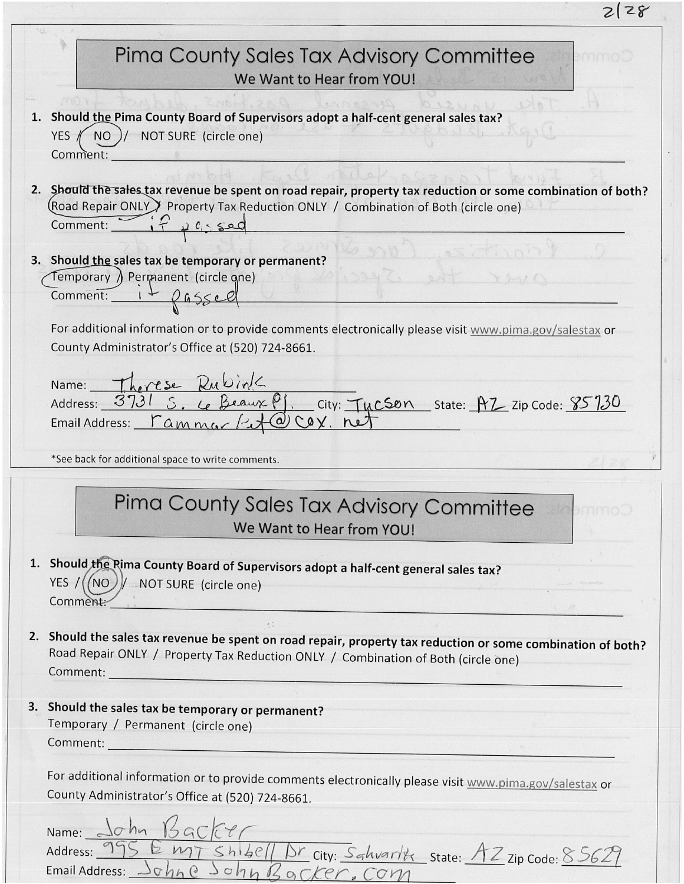2/28

## Pima County Sales Tax Advisory Committee

We Want to Hear from YOU!

1. **Should the Pima County Board of Supervisors adopt a half-cent general sales tax?**
   YES / **(NO)** / NOT SURE (circle one)
   Comment:

2. **Should the sales tax revenue be spent on road repair, property tax reduction or some combination of both?**
   **(Road Repair ONLY)** / Property Tax Reduction ONLY / Combination of Both (circle one)
   Comment: if passed

3. **Should the sales tax be temporary or permanent?**
   **(Temporary)** / Permanent (circle one)
   Comment: if passed

For additional information or to provide comments electronically please visit www.pima.gov/salestax or County Administrator's Office at (520) 724-8661.

Name: Therese Rubink
Address: 3731 S. Le Beaux Pl. City: Tucson State: AZ Zip Code: 85730
Email Address: rammarfet@cox.net

*See back for additional space to write comments.

## Pima County Sales Tax Advisory Committee

We Want to Hear from YOU!

1. **Should the Pima County Board of Supervisors adopt a half-cent general sales tax?**
   YES / **(NO)** / NOT SURE (circle one)
   Comment:

2. **Should the sales tax revenue be spent on road repair, property tax reduction or some combination of both?**
   Road Repair ONLY / Property Tax Reduction ONLY / Combination of Both (circle one)
   Comment:

3. **Should the sales tax be temporary or permanent?**
   Temporary / Permanent (circle one)
   Comment:

For additional information or to provide comments electronically please visit www.pima.gov/salestax or County Administrator's Office at (520) 724-8661.

Name: John Backer
Address: 995 E MT Shibell Dr City: Sahuarita State: AZ Zip Code: 85629
Email Address: John@JohnBacker.com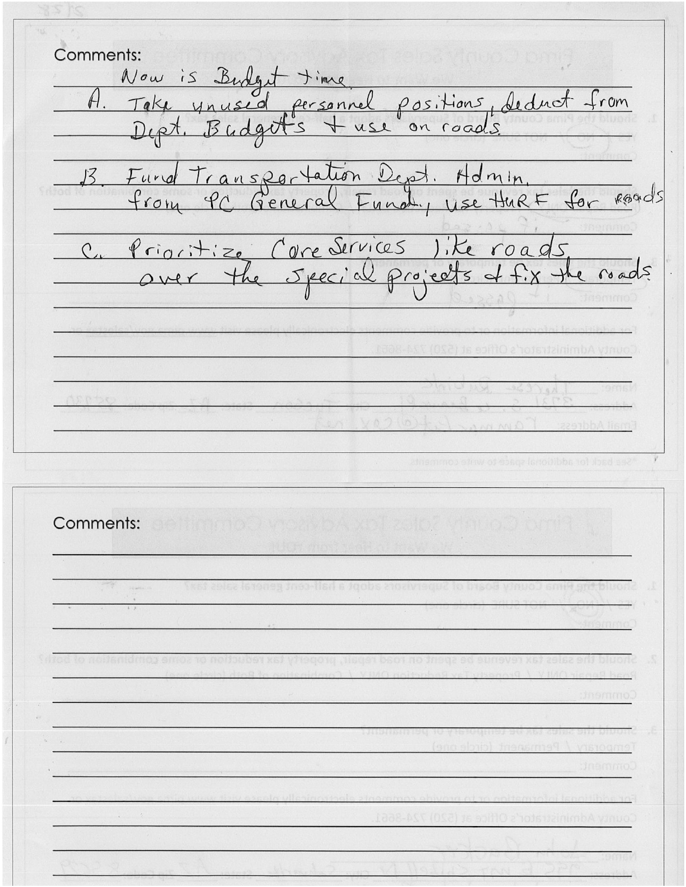Comments:

Now is Budget time.

A. Take unused personnel positions, deduct from Dept. Budgets + use on roads.

B. Fund Transportation Dept. Admin. from PC General Fund, use HURF for roads

C. Prioritize Core Services like roads over the special projects + fix the roads.

Comments: